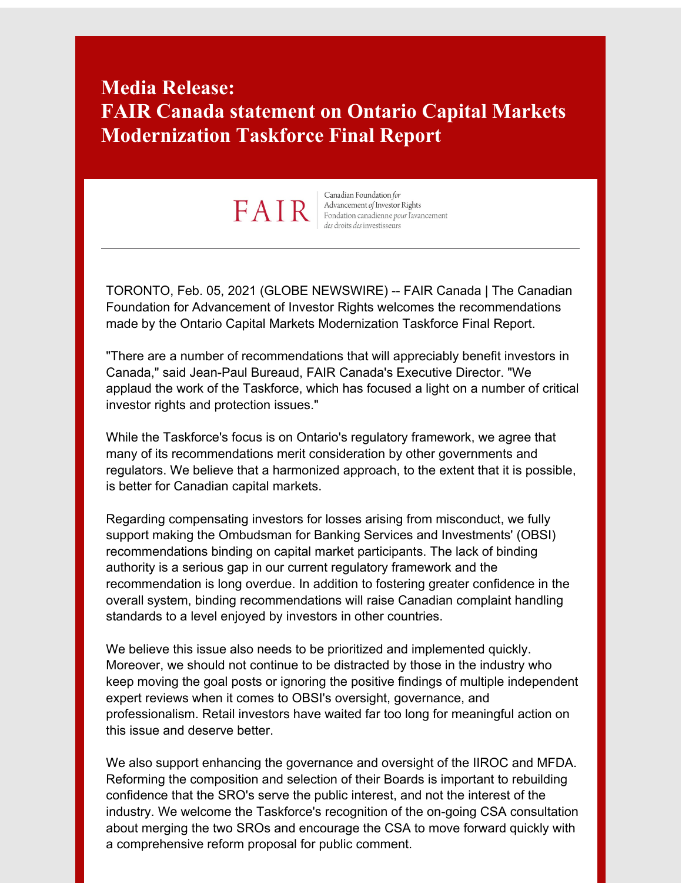# Media Release:
# FAIR Canada statement on Ontario Capital Markets Modernization Taskforce Final Report

FAIR | Canadian Foundation *for* Advancement *of* Investor Rights
Fondation canadienne *pour* l'avancement *des* droits *des* investisseurs

---

TORONTO, Feb. 05, 2021 (GLOBE NEWSWIRE) -- FAIR Canada | The Canadian Foundation for Advancement of Investor Rights welcomes the recommendations made by the Ontario Capital Markets Modernization Taskforce Final Report.

"There are a number of recommendations that will appreciably benefit investors in Canada," said Jean-Paul Bureaud, FAIR Canada's Executive Director. "We applaud the work of the Taskforce, which has focused a light on a number of critical investor rights and protection issues."

While the Taskforce's focus is on Ontario's regulatory framework, we agree that many of its recommendations merit consideration by other governments and regulators. We believe that a harmonized approach, to the extent that it is possible, is better for Canadian capital markets.

Regarding compensating investors for losses arising from misconduct, we fully support making the Ombudsman for Banking Services and Investments' (OBSI) recommendations binding on capital market participants. The lack of binding authority is a serious gap in our current regulatory framework and the recommendation is long overdue. In addition to fostering greater confidence in the overall system, binding recommendations will raise Canadian complaint handling standards to a level enjoyed by investors in other countries.

We believe this issue also needs to be prioritized and implemented quickly. Moreover, we should not continue to be distracted by those in the industry who keep moving the goal posts or ignoring the positive findings of multiple independent expert reviews when it comes to OBSI's oversight, governance, and professionalism. Retail investors have waited far too long for meaningful action on this issue and deserve better.

We also support enhancing the governance and oversight of the IIROC and MFDA. Reforming the composition and selection of their Boards is important to rebuilding confidence that the SRO's serve the public interest, and not the interest of the industry. We welcome the Taskforce's recognition of the on-going CSA consultation about merging the two SROs and encourage the CSA to move forward quickly with a comprehensive reform proposal for public comment.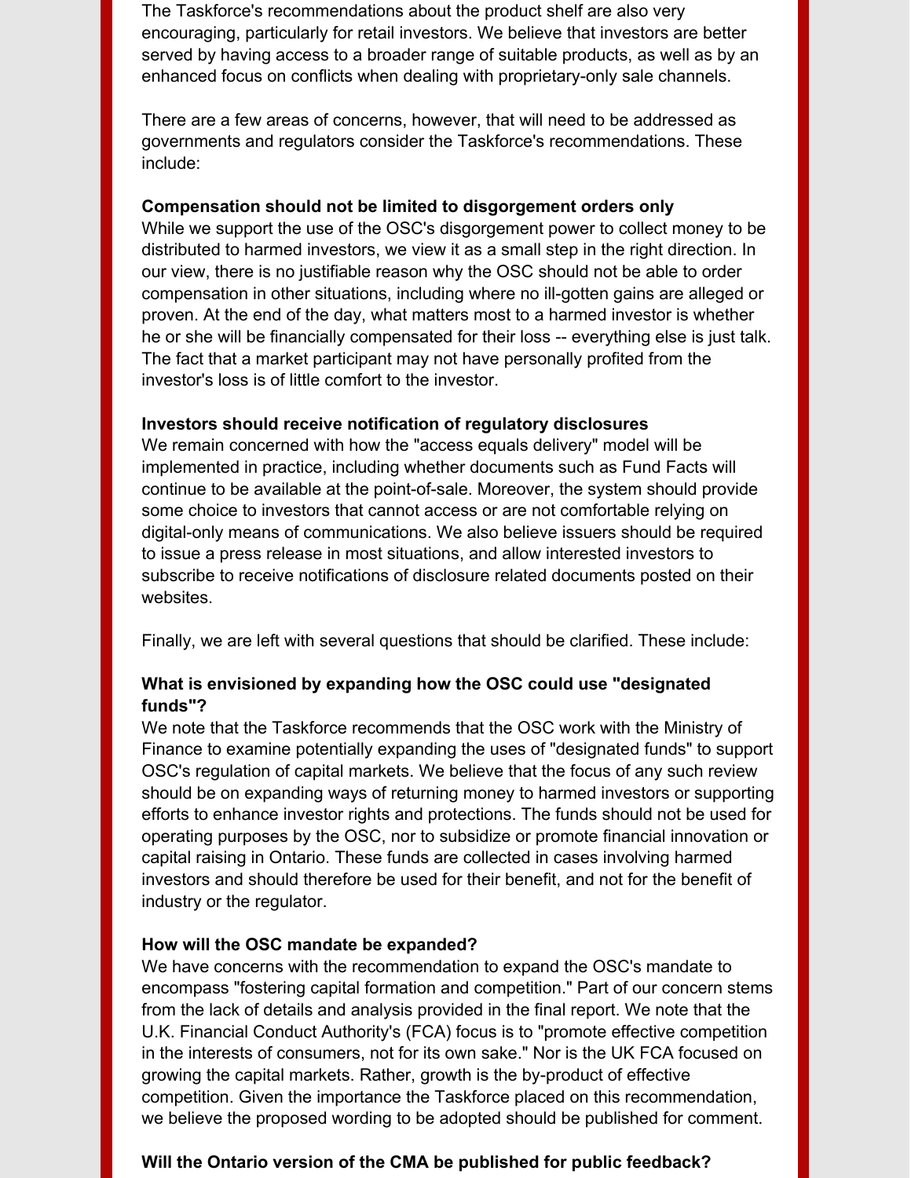The Taskforce's recommendations about the product shelf are also very encouraging, particularly for retail investors. We believe that investors are better served by having access to a broader range of suitable products, as well as by an enhanced focus on conflicts when dealing with proprietary-only sale channels.

There are a few areas of concerns, however, that will need to be addressed as governments and regulators consider the Taskforce's recommendations. These include:

**Compensation should not be limited to disgorgement orders only**
While we support the use of the OSC's disgorgement power to collect money to be distributed to harmed investors, we view it as a small step in the right direction. In our view, there is no justifiable reason why the OSC should not be able to order compensation in other situations, including where no ill-gotten gains are alleged or proven. At the end of the day, what matters most to a harmed investor is whether he or she will be financially compensated for their loss -- everything else is just talk. The fact that a market participant may not have personally profited from the investor's loss is of little comfort to the investor.

**Investors should receive notification of regulatory disclosures**
We remain concerned with how the "access equals delivery" model will be implemented in practice, including whether documents such as Fund Facts will continue to be available at the point-of-sale. Moreover, the system should provide some choice to investors that cannot access or are not comfortable relying on digital-only means of communications. We also believe issuers should be required to issue a press release in most situations, and allow interested investors to subscribe to receive notifications of disclosure related documents posted on their websites.

Finally, we are left with several questions that should be clarified. These include:

**What is envisioned by expanding how the OSC could use "designated funds"?**
We note that the Taskforce recommends that the OSC work with the Ministry of Finance to examine potentially expanding the uses of "designated funds" to support OSC's regulation of capital markets. We believe that the focus of any such review should be on expanding ways of returning money to harmed investors or supporting efforts to enhance investor rights and protections. The funds should not be used for operating purposes by the OSC, nor to subsidize or promote financial innovation or capital raising in Ontario. These funds are collected in cases involving harmed investors and should therefore be used for their benefit, and not for the benefit of industry or the regulator.

**How will the OSC mandate be expanded?**
We have concerns with the recommendation to expand the OSC's mandate to encompass "fostering capital formation and competition." Part of our concern stems from the lack of details and analysis provided in the final report. We note that the U.K. Financial Conduct Authority's (FCA) focus is to "promote effective competition in the interests of consumers, not for its own sake." Nor is the UK FCA focused on growing the capital markets. Rather, growth is the by-product of effective competition. Given the importance the Taskforce placed on this recommendation, we believe the proposed wording to be adopted should be published for comment.

**Will the Ontario version of the CMA be published for public feedback?**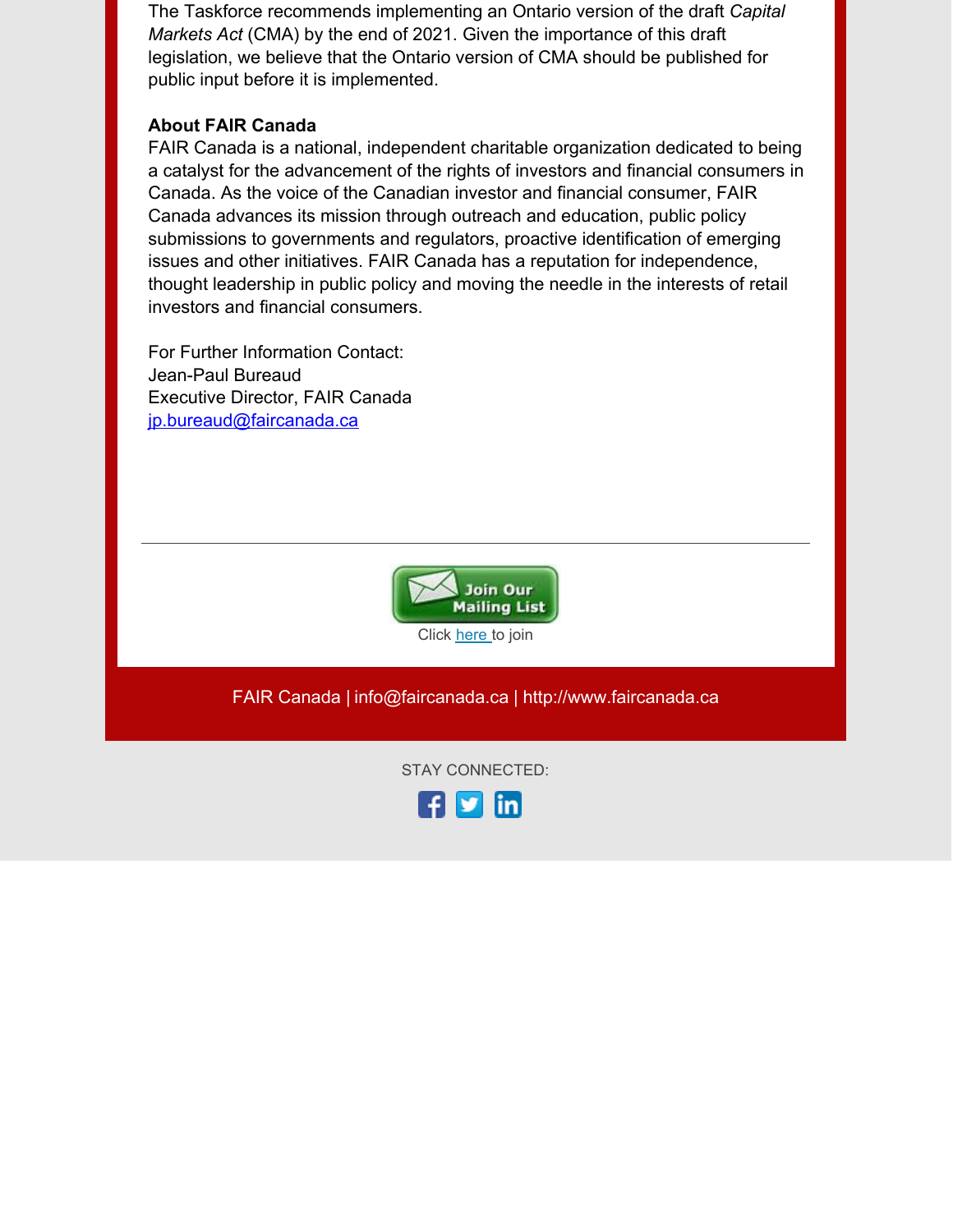The Taskforce recommends implementing an Ontario version of the draft *Capital Markets Act* (CMA) by the end of 2021. Given the importance of this draft legislation, we believe that the Ontario version of CMA should be published for public input before it is implemented.

**About FAIR Canada**

FAIR Canada is a national, independent charitable organization dedicated to being a catalyst for the advancement of the rights of investors and financial consumers in Canada. As the voice of the Canadian investor and financial consumer, FAIR Canada advances its mission through outreach and education, public policy submissions to governments and regulators, proactive identification of emerging issues and other initiatives. FAIR Canada has a reputation for independence, thought leadership in public policy and moving the needle in the interests of retail investors and financial consumers.

For Further Information Contact:
Jean-Paul Bureaud
Executive Director, FAIR Canada
jp.bureaud@faircanada.ca

---

Join Our Mailing List

Click here to join

FAIR Canada | info@faircanada.ca | http://www.faircanada.ca

STAY CONNECTED: